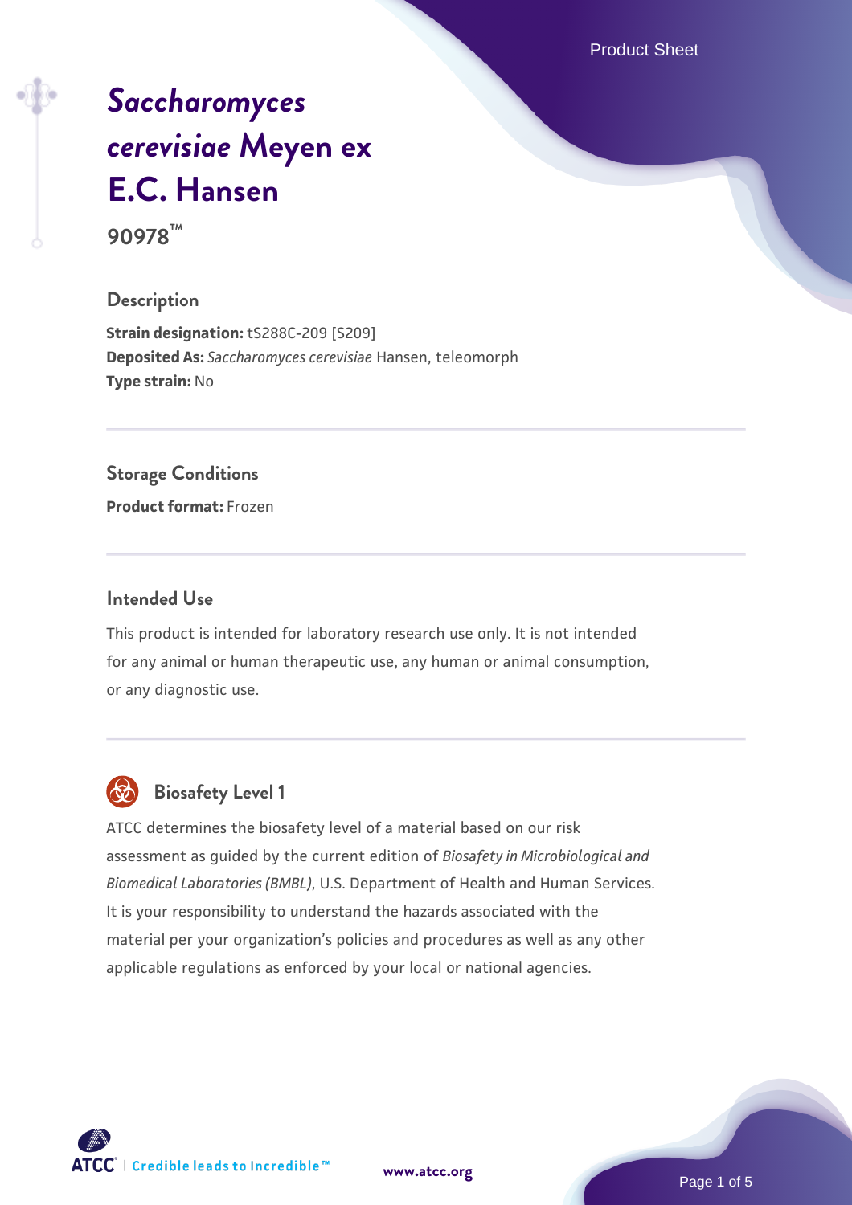# *Saccharomyces cerevisiae* Meyen ex E.C. Hansen

**90978™**

## Description

**Strain designation:** tS288C-209 [S209]
**Deposited As:** *Saccharomyces cerevisiae* Hansen, teleomorph
**Type strain:** No

## Storage Conditions

**Product format:** Frozen

## Intended Use

This product is intended for laboratory research use only. It is not intended for any animal or human therapeutic use, any human or animal consumption, or any diagnostic use.

## Biosafety Level 1

ATCC determines the biosafety level of a material based on our risk assessment as guided by the current edition of *Biosafety in Microbiological and Biomedical Laboratories (BMBL)*, U.S. Department of Health and Human Services. It is your responsibility to understand the hazards associated with the material per your organization's policies and procedures as well as any other applicable regulations as enforced by your local or national agencies.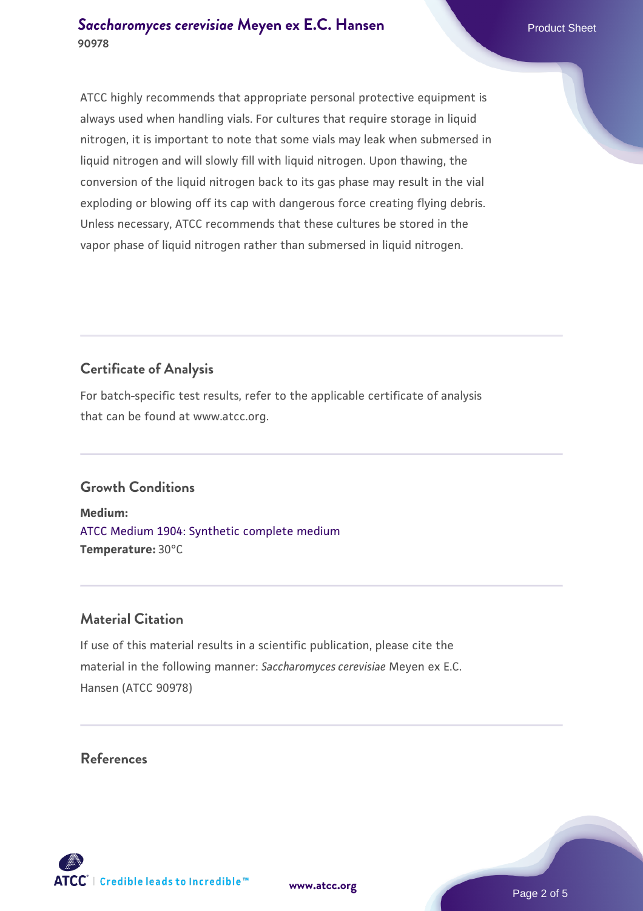ATCC highly recommends that appropriate personal protective equipment is always used when handling vials. For cultures that require storage in liquid nitrogen, it is important to note that some vials may leak when submersed in liquid nitrogen and will slowly fill with liquid nitrogen. Upon thawing, the conversion of the liquid nitrogen back to its gas phase may result in the vial exploding or blowing off its cap with dangerous force creating flying debris. Unless necessary, ATCC recommends that these cultures be stored in the vapor phase of liquid nitrogen rather than submersed in liquid nitrogen.

## Certificate of Analysis

For batch-specific test results, refer to the applicable certificate of analysis that can be found at www.atcc.org.

## Growth Conditions

**Medium:**
ATCC Medium 1904: Synthetic complete medium
**Temperature:** 30°C

## Material Citation

If use of this material results in a scientific publication, please cite the material in the following manner: *Saccharomyces cerevisiae* Meyen ex E.C. Hansen (ATCC 90978)

## References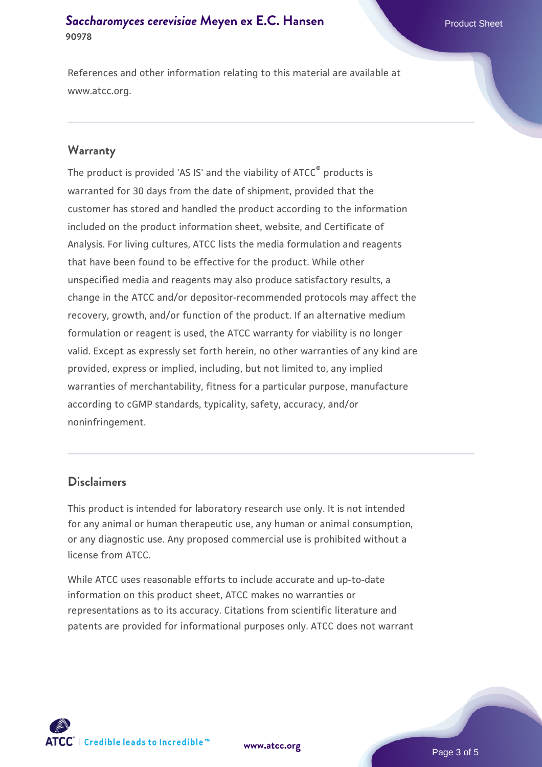References and other information relating to this material are available at www.atcc.org.

## Warranty

The product is provided 'AS IS' and the viability of ATCC® products is warranted for 30 days from the date of shipment, provided that the customer has stored and handled the product according to the information included on the product information sheet, website, and Certificate of Analysis. For living cultures, ATCC lists the media formulation and reagents that have been found to be effective for the product. While other unspecified media and reagents may also produce satisfactory results, a change in the ATCC and/or depositor-recommended protocols may affect the recovery, growth, and/or function of the product. If an alternative medium formulation or reagent is used, the ATCC warranty for viability is no longer valid. Except as expressly set forth herein, no other warranties of any kind are provided, express or implied, including, but not limited to, any implied warranties of merchantability, fitness for a particular purpose, manufacture according to cGMP standards, typicality, safety, accuracy, and/or noninfringement.

## Disclaimers

This product is intended for laboratory research use only. It is not intended for any animal or human therapeutic use, any human or animal consumption, or any diagnostic use. Any proposed commercial use is prohibited without a license from ATCC.

While ATCC uses reasonable efforts to include accurate and up-to-date information on this product sheet, ATCC makes no warranties or representations as to its accuracy. Citations from scientific literature and patents are provided for informational purposes only. ATCC does not warrant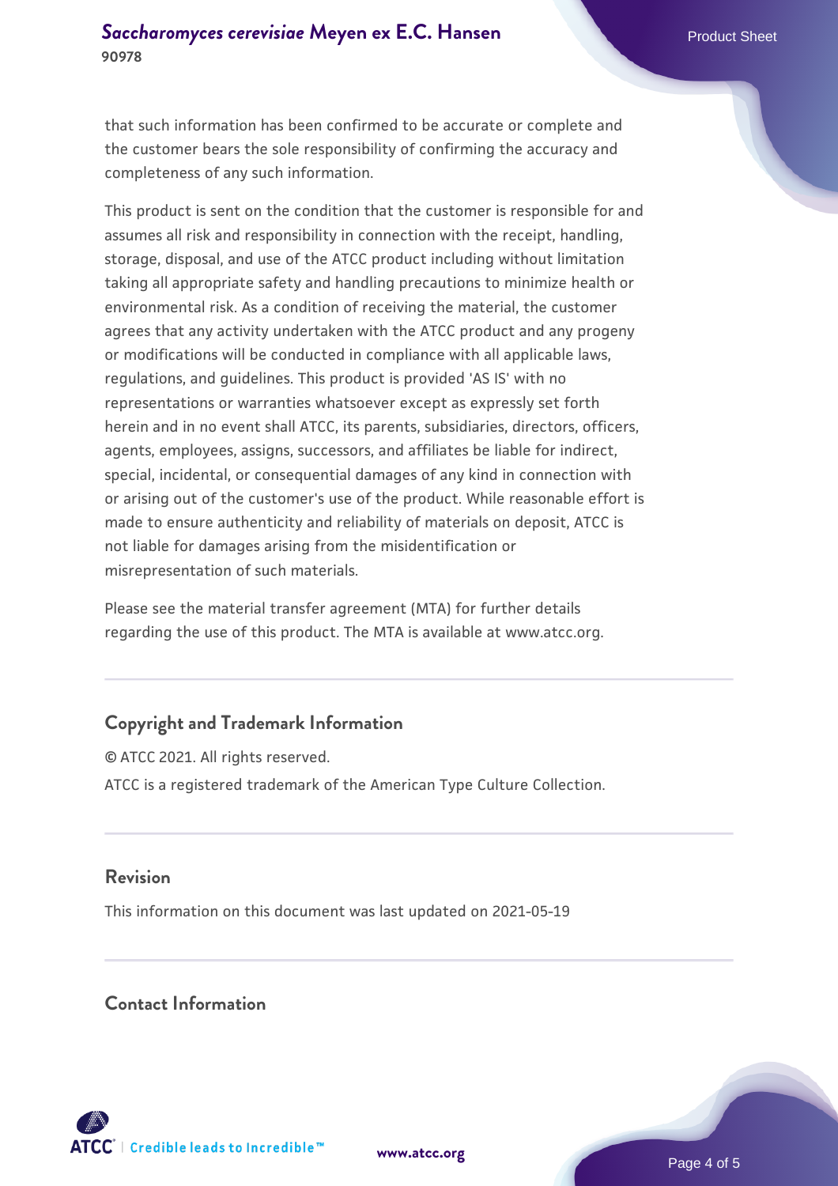that such information has been confirmed to be accurate or complete and the customer bears the sole responsibility of confirming the accuracy and completeness of any such information.

This product is sent on the condition that the customer is responsible for and assumes all risk and responsibility in connection with the receipt, handling, storage, disposal, and use of the ATCC product including without limitation taking all appropriate safety and handling precautions to minimize health or environmental risk. As a condition of receiving the material, the customer agrees that any activity undertaken with the ATCC product and any progeny or modifications will be conducted in compliance with all applicable laws, regulations, and guidelines. This product is provided 'AS IS' with no representations or warranties whatsoever except as expressly set forth herein and in no event shall ATCC, its parents, subsidiaries, directors, officers, agents, employees, assigns, successors, and affiliates be liable for indirect, special, incidental, or consequential damages of any kind in connection with or arising out of the customer's use of the product. While reasonable effort is made to ensure authenticity and reliability of materials on deposit, ATCC is not liable for damages arising from the misidentification or misrepresentation of such materials.

Please see the material transfer agreement (MTA) for further details regarding the use of this product. The MTA is available at www.atcc.org.

## Copyright and Trademark Information

© ATCC 2021. All rights reserved.

ATCC is a registered trademark of the American Type Culture Collection.

## Revision

This information on this document was last updated on 2021-05-19

## Contact Information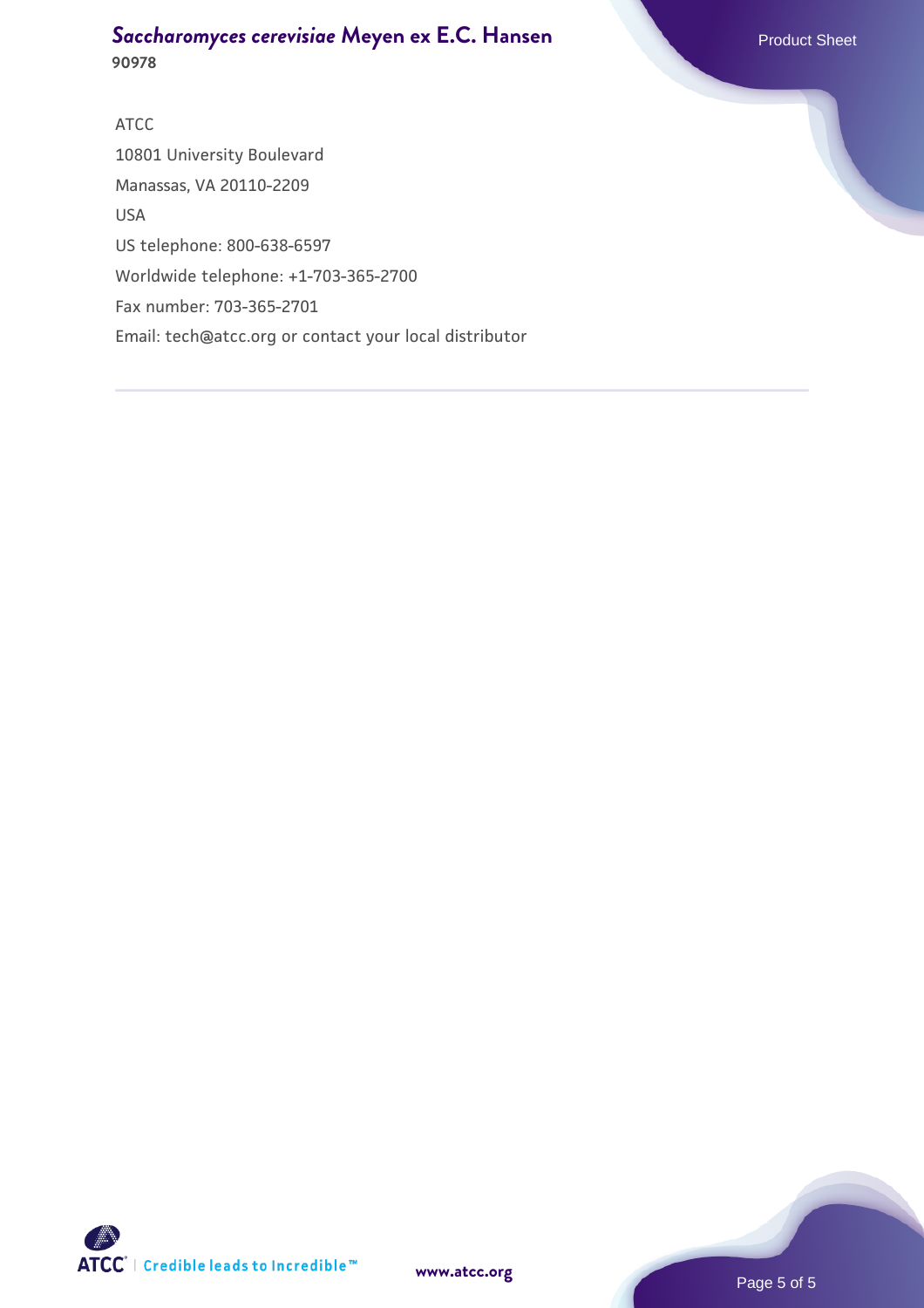ATCC

10801 University Boulevard

Manassas, VA 20110-2209

USA

US telephone: 800-638-6597

Worldwide telephone: +1-703-365-2700

Fax number: 703-365-2701

Email: tech@atcc.org or contact your local distributor